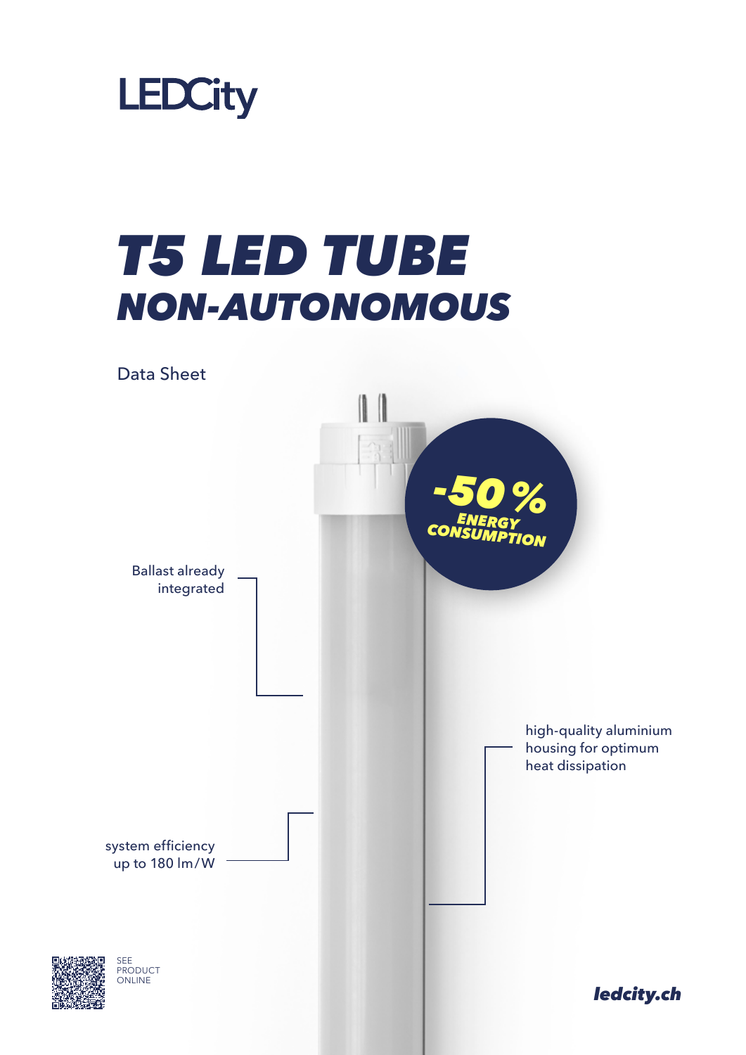LEDCity

# T5 LED TUBE
## NON-AUTONOMOUS

Data Sheet

**-50 %**
**ENERGY CONSUMPTION**

Ballast already integrated

high-quality aluminium housing for optimum heat dissipation

system efficiency up to 180 lm/W

SEE PRODUCT ONLINE

***ledcity.ch***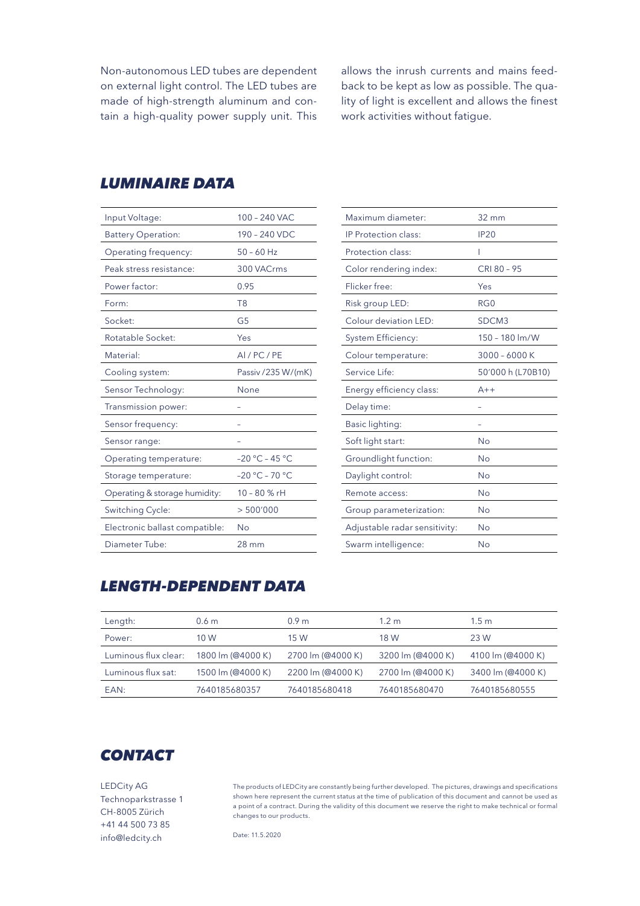Non-autonomous LED tubes are dependent on external light control. The LED tubes are made of high-strength aluminum and contain a high-quality power supply unit. This allows the inrush currents and mains feedback to be kept as low as possible. The quality of light is excellent and allows the finest work activities without fatigue.

## *LUMINAIRE DATA*

| | |
|---|---|
| Input Voltage: | 100 – 240 VAC |
| Battery Operation: | 190 – 240 VDC |
| Operating frequency: | 50 – 60 Hz |
| Peak stress resistance: | 300 VACrms |
| Power factor: | 0.95 |
| Form: | T8 |
| Socket: | G5 |
| Rotatable Socket: | Yes |
| Material: | Al / PC / PE |
| Cooling system: | Passiv / 235 W/(mK) |
| Sensor Technology: | None |
| Transmission power: | – |
| Sensor frequency: | – |
| Sensor range: | – |
| Operating temperature: | –20 °C – 45 °C |
| Storage temperature: | –20 °C – 70 °C |
| Operating & storage humidity: | 10 – 80 % rH |
| Switching Cycle: | > 500'000 |
| Electronic ballast compatible: | No |
| Diameter Tube: | 28 mm |

| | |
|---|---|
| Maximum diameter: | 32 mm |
| IP Protection class: | IP20 |
| Protection class: | I |
| Color rendering index: | CRI 80 – 95 |
| Flicker free: | Yes |
| Risk group LED: | RG0 |
| Colour deviation LED: | SDCM3 |
| System Efficiency: | 150 – 180 lm/W |
| Colour temperature: | 3000 – 6000 K |
| Service Life: | 50'000 h (L70B10) |
| Energy efficiency class: | A++ |
| Delay time: | – |
| Basic lighting: | – |
| Soft light start: | No |
| Groundlight function: | No |
| Daylight control: | No |
| Remote access: | No |
| Group parameterization: | No |
| Adjustable radar sensitivity: | No |
| Swarm intelligence: | No |

## *LENGTH-DEPENDENT DATA*

| Length: | 0.6 m | 0.9 m | 1.2 m | 1.5 m |
|---|---|---|---|---|
| Power: | 10 W | 15 W | 18 W | 23 W |
| Luminous flux clear: | 1800 lm (@4000 K) | 2700 lm (@4000 K) | 3200 lm (@4000 K) | 4100 lm (@4000 K) |
| Luminous flux sat: | 1500 lm (@4000 K) | 2200 lm (@4000 K) | 2700 lm (@4000 K) | 3400 lm (@4000 K) |
| EAN: | 7640185680357 | 7640185680418 | 7640185680470 | 7640185680555 |

## *CONTACT*

LEDCity AG
Technoparkstrasse 1
CH-8005 Zürich
+41 44 500 73 85
info@ledcity.ch

The products of LEDCity are constantly being further developed. The pictures, drawings and specifications shown here represent the current status at the time of publication of this document and cannot be used as a point of a contract. During the validity of this document we reserve the right to make technical or formal changes to our products.

Date: 11.5.2020